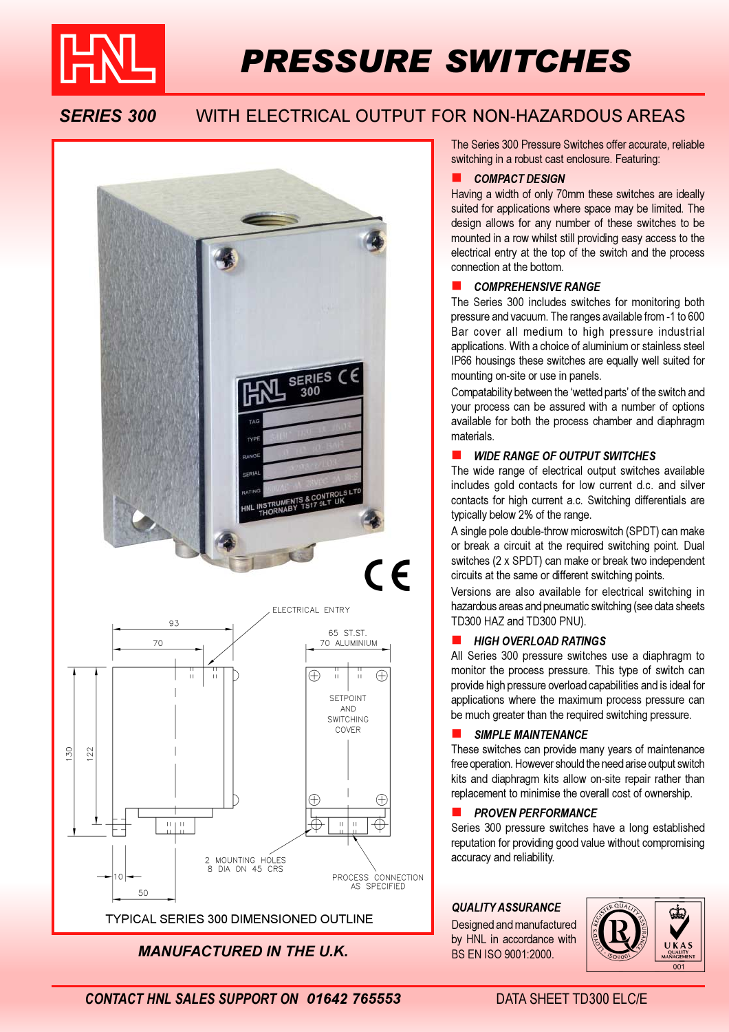# PRESSURE SWITCHES

## *SERIES 300* WITH ELECTRICAL OUTPUT FOR NON-HAZARDOUS AREAS

ELECTRICAL ENTRY

93

70

65 ST.ST.
70 ALUMINIUM

SETPOINT AND SWITCHING COVER

130

122

2 MOUNTING HOLES
8 DIA ON 45 CRS

PROCESS CONNECTION AS SPECIFIED

10

50

TYPICAL SERIES 300 DIMENSIONED OUTLINE

***MANUFACTURED IN THE U.K.***

The Series 300 Pressure Switches offer accurate, reliable switching in a robust cast enclosure. Featuring:

### *COMPACT DESIGN*

Having a width of only 70mm these switches are ideally suited for applications where space may be limited. The design allows for any number of these switches to be mounted in a row whilst still providing easy access to the electrical entry at the top of the switch and the process connection at the bottom.

### *COMPREHENSIVE RANGE*

The Series 300 includes switches for monitoring both pressure and vacuum. The ranges available from -1 to 600 Bar cover all medium to high pressure industrial applications. With a choice of aluminium or stainless steel IP66 housings these switches are equally well suited for mounting on-site or use in panels.

Compatability between the 'wetted parts' of the switch and your process can be assured with a number of options available for both the process chamber and diaphragm materials.

### *WIDE RANGE OF OUTPUT SWITCHES*

The wide range of electrical output switches available includes gold contacts for low current d.c. and silver contacts for high current a.c. Switching differentials are typically below 2% of the range.

A single pole double-throw microswitch (SPDT) can make or break a circuit at the required switching point. Dual switches (2 x SPDT) can make or break two independent circuits at the same or different switching points.

Versions are also available for electrical switching in hazardous areas and pneumatic switching (see data sheets TD300 HAZ and TD300 PNU).

### *HIGH OVERLOAD RATINGS*

All Series 300 pressure switches use a diaphragm to monitor the process pressure. This type of switch can provide high pressure overload capabilities and is ideal for applications where the maximum process pressure can be much greater than the required switching pressure.

### *SIMPLE MAINTENANCE*

These switches can provide many years of maintenance free operation. However should the need arise output switch kits and diaphragm kits allow on-site repair rather than replacement to minimise the overall cost of ownership.

### *PROVEN PERFORMANCE*

Series 300 pressure switches have a long established reputation for providing good value without compromising accuracy and reliability.

### *QUALITY ASSURANCE*

Designed and manufactured by HNL in accordance with BS EN ISO 9001:2000.

***CONTACT HNL SALES SUPPORT ON 01642 765553*** DATA SHEET TD300 ELC/E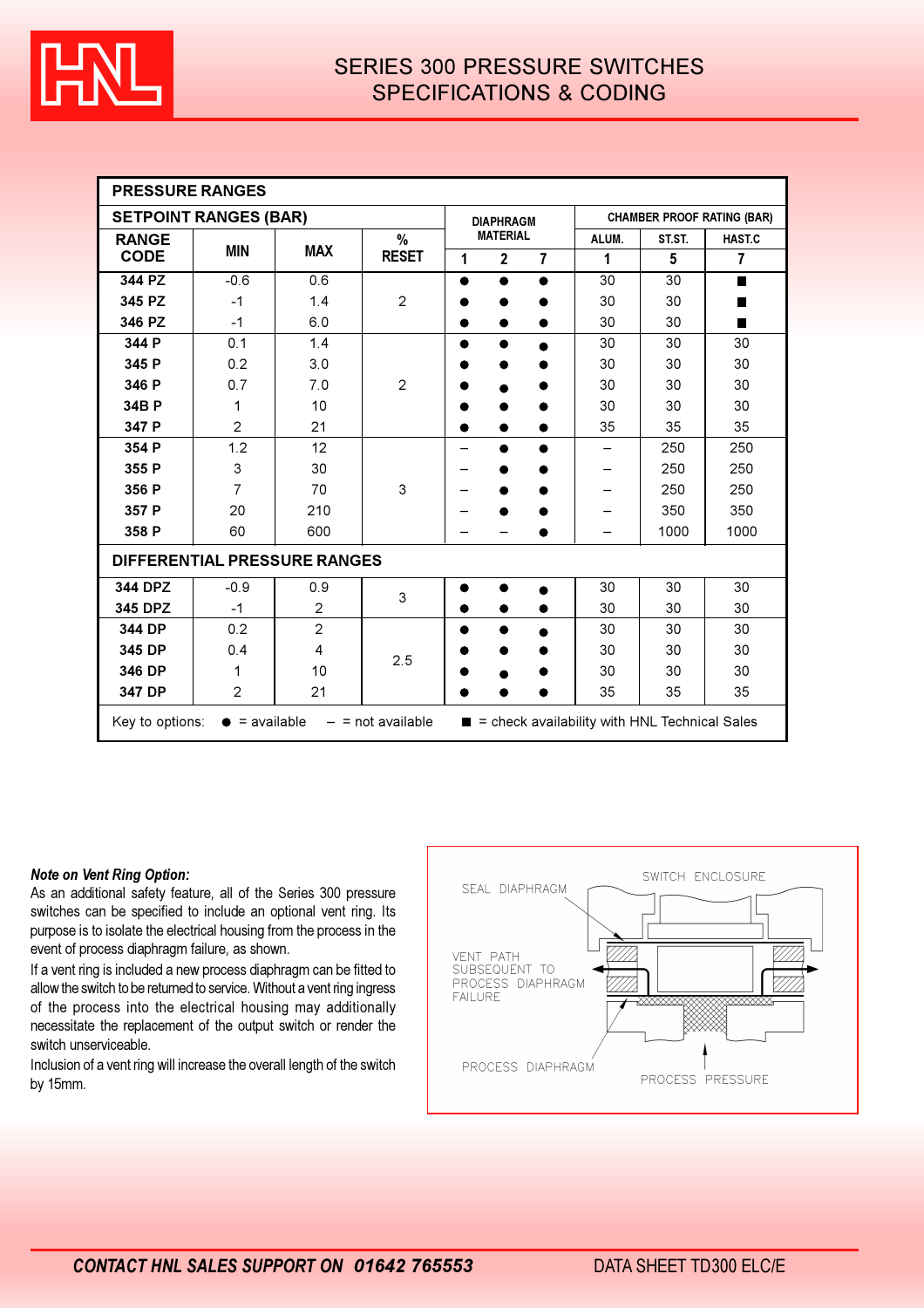# SERIES 300 PRESSURE SWITCHES
## SPECIFICATIONS & CODING

| PRESSURE RANGES | | | | | | | | | |
|---|---|---|---|---|---|---|---|---|---|
| SETPOINT RANGES (BAR) | | | | DIAPHRAGM MATERIAL | | | CHAMBER PROOF RATING (BAR) | | |
| RANGE CODE | MIN | MAX | % RESET | | | | ALUM. | ST.ST. | HAST.C |
| | | | | 1 | 2 | 7 | 1 | 5 | 7 |
| 344 PZ | -0.6 | 0.6 | 2 | ● | ● | ● | 30 | 30 | ■ |
| 345 PZ | -1 | 1.4 | | ● | ● | ● | 30 | 30 | ■ |
| 346 PZ | -1 | 6.0 | | ● | ● | ● | 30 | 30 | ■ |
| 344 P | 0.1 | 1.4 | 2 | ● | ● | ● | 30 | 30 | 30 |
| 345 P | 0.2 | 3.0 | | ● | ● | ● | 30 | 30 | 30 |
| 346 P | 0.7 | 7.0 | | ● | ● | ● | 30 | 30 | 30 |
| 34B P | 1 | 10 | | ● | ● | ● | 30 | 30 | 30 |
| 347 P | 2 | 21 | | ● | ● | ● | 35 | 35 | 35 |
| 354 P | 1.2 | 12 | 3 | – | ● | ● | – | 250 | 250 |
| 355 P | 3 | 30 | | – | ● | ● | – | 250 | 250 |
| 356 P | 7 | 70 | | – | ● | ● | – | 250 | 250 |
| 357 P | 20 | 210 | | – | ● | ● | – | 350 | 350 |
| 358 P | 60 | 600 | | – | – | ● | – | 1000 | 1000 |
| **DIFFERENTIAL PRESSURE RANGES** | | | | | | | | | |
| 344 DPZ | -0.9 | 0.9 | 3 | ● | ● | ● | 30 | 30 | 30 |
| 345 DPZ | -1 | 2 | | ● | ● | ● | 30 | 30 | 30 |
| 344 DP | 0.2 | 2 | 2.5 | ● | ● | ● | 30 | 30 | 30 |
| 345 DP | 0.4 | 4 | | ● | ● | ● | 30 | 30 | 30 |
| 346 DP | 1 | 10 | | ● | ● | ● | 30 | 30 | 30 |
| 347 DP | 2 | 21 | | ● | ● | ● | 35 | 35 | 35 |

Key to options: ● = available – = not available ■ = check availability with HNL Technical Sales

***Note on Vent Ring Option:***

As an additional safety feature, all of the Series 300 pressure switches can be specified to include an optional vent ring. Its purpose is to isolate the electrical housing from the process in the event of process diaphragm failure, as shown.

If a vent ring is included a new process diaphragm can be fitted to allow the switch to be returned to service. Without a vent ring ingress of the process into the electrical housing may additionally necessitate the replacement of the output switch or render the switch unserviceable.

Inclusion of a vent ring will increase the overall length of the switch by 15mm.

SEAL DIAPHRAGM — SWITCH ENCLOSURE — VENT PATH SUBSEQUENT TO PROCESS DIAPHRAGM FAILURE — PROCESS DIAPHRAGM — PROCESS PRESSURE

**CONTACT HNL SALES SUPPORT ON 01642 765553** DATA SHEET TD300 ELC/E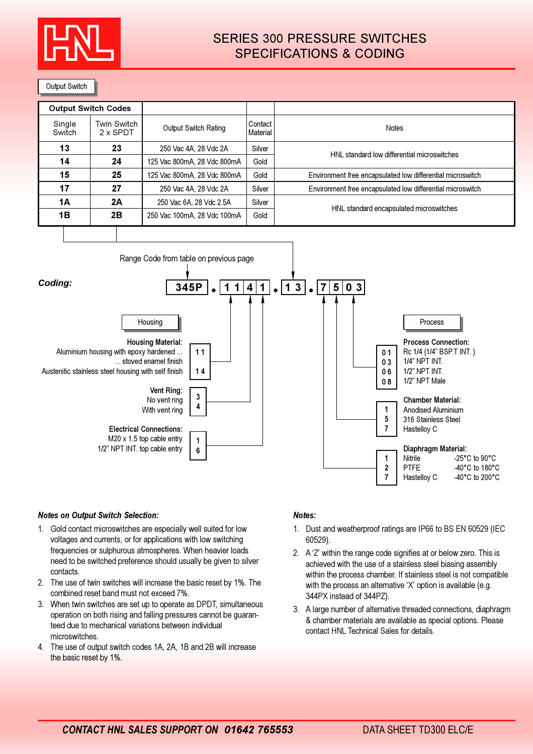# SERIES 300 PRESSURE SWITCHES SPECIFICATIONS & CODING

## Output Switch

| Output Switch Codes | | | | |
|---|---|---|---|---|
| Single Switch | Twin Switch 2 x SPDT | Output Switch Rating | Contact Material | Notes |
| **13** | **23** | 250 Vac 4A, 28 Vdc 2A | Silver | HNL standard low differential microswitches |
| **14** | **24** | 125 Vac 800mA, 28 Vdc 800mA | Gold | HNL standard low differential microswitches |
| **15** | **25** | 125 Vac 800mA, 28 Vdc 800mA | Gold | Environment free encapsulated low differential microswitch |
| **17** | **27** | 250 Vac 4A, 28 Vdc 2A | Silver | Environment free encapsulated low differential microswitch |
| **1A** | **2A** | 250 Vac 6A, 28 Vdc 2.5A | Silver | HNL standard encapsulated microswitches |
| **1B** | **2B** | 250 Vac 100mA, 28 Vdc 100mA | Gold | HNL standard encapsulated microswitches |

***Coding:***

Range Code from table on previous page

**345P . 1 1 4 1 . 1 3 . 7 5 0 3**

### Housing

**Housing Material:**

| Code | Description |
|---|---|
| 11 | Aluminium housing with epoxy hardened ... stoved enamel finish |
| 14 | Austenitic stainless steel housing with self finish |

**Vent Ring:**

| Code | Description |
|---|---|
| 3 | No vent ring |
| 4 | With vent ring |

**Electrical Connections:**

| Code | Description |
|---|---|
| 1 | M20 x 1.5 top cable entry |
| 6 | 1/2" NPT INT. top cable entry |

### Process

**Process Connection:**

| Code | Description |
|---|---|
| 01 | Rc 1/4 (1/4" BSP.T INT. ) |
| 03 | 1/4" NPT INT. |
| 06 | 1/2" NPT INT. |
| 08 | 1/2" NPT Male |

**Chamber Material:**

| Code | Description |
|---|---|
| 1 | Anodised Aluminium |
| 5 | 316 Stainless Steel |
| 7 | Hastelloy C |

**Diaphragm Material:**

| Code | Description | Temperature |
|---|---|---|
| 1 | Nitrile | -25°C to 90°C |
| 2 | PTFE | -40°C to 180°C |
| 7 | Hastelloy C | -40°C to 200°C |

***Notes on Output Switch Selection:***

1. Gold contact microswitches are especially well suited for low voltages and currents, or for applications with low switching frequencies or sulphurous atmospheres. When heavier loads need to be switched preference should usually be given to silver contacts.
2. The use of twin switches will increase the basic reset by 1%. The combined reset band must not exceed 7%.
3. When twin switches are set up to operate as DPDT, simultaneous operation on both rising and falling pressures cannot be guaranteed due to mechanical variations between individual microswitches.
4. The use of output switch codes 1A, 2A, 1B and 2B will increase the basic reset by 1%.

***Notes:***

1. Dust and weatherproof ratings are IP66 to BS EN 60529 (IEC 60529).
2. A 'Z' within the range code signifies at or below zero. This is achieved with the use of a stainless steel biasing assembly within the process chamber. If stainless steel is not compatible with the process an alternative 'X' option is available (e.g. 344PX instead of 344PZ).
3. A large number of alternative threaded connections, diaphragm & chamber materials are available as special options. Please contact HNL Technical Sales for details.

***CONTACT HNL SALES SUPPORT ON 01642 765553*** DATA SHEET TD300 ELC/E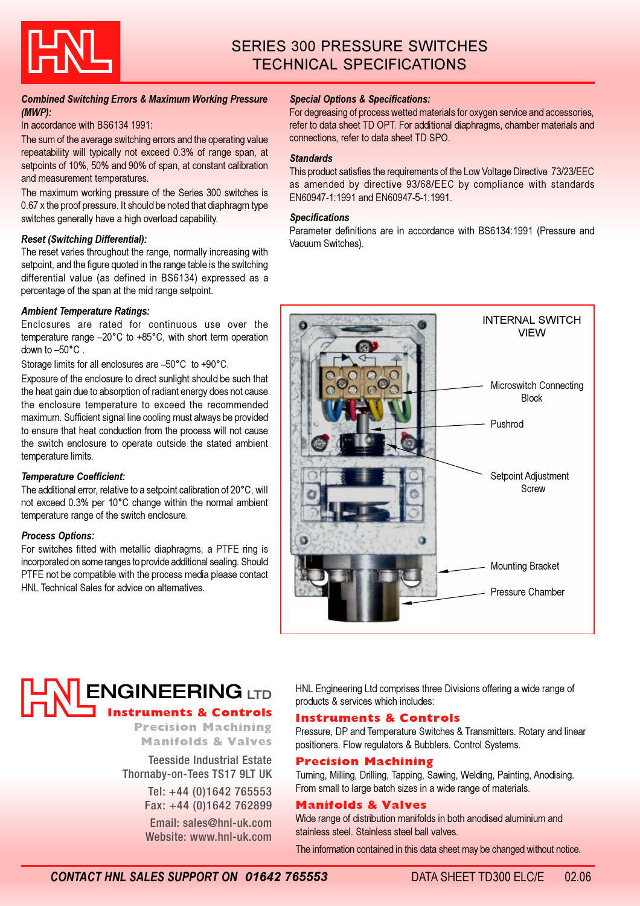# SERIES 300 PRESSURE SWITCHES TECHNICAL SPECIFICATIONS

***Combined Switching Errors & Maximum Working Pressure (MWP):***

In accordance with BS6134 1991:

The sum of the average switching errors and the operating value repeatability will typically not exceed 0.3% of range span, at setpoints of 10%, 50% and 90% of span, at constant calibration and measurement temperatures.

The maximum working pressure of the Series 300 switches is 0.67 x the proof pressure. It should be noted that diaphragm type switches generally have a high overload capability.

***Reset (Switching Differential):***

The reset varies throughout the range, normally increasing with setpoint, and the figure quoted in the range table is the switching differential value (as defined in BS6134) expressed as a percentage of the span at the mid range setpoint.

***Ambient Temperature Ratings:***

Enclosures are rated for continuous use over the temperature range –20°C to +85°C, with short term operation down to –50°C .

Storage limits for all enclosures are –50°C to +90°C.

Exposure of the enclosure to direct sunlight should be such that the heat gain due to absorption of radiant energy does not cause the enclosure temperature to exceed the recommended maximum. Sufficient signal line cooling must always be provided to ensure that heat conduction from the process will not cause the switch enclosure to operate outside the stated ambient temperature limits.

***Temperature Coefficient:***

The additional error, relative to a setpoint calibration of 20°C, will not exceed 0.3% per 10°C change within the normal ambient temperature range of the switch enclosure.

***Process Options:***

For switches fitted with metallic diaphragms, a PTFE ring is incorporated on some ranges to provide additional sealing. Should PTFE not be compatible with the process media please contact HNL Technical Sales for advice on alternatives.

***Special Options & Specifications:***

For degreasing of process wetted materials for oxygen service and accessories, refer to data sheet TD OPT. For additional diaphragms, chamber materials and connections, refer to data sheet TD SPO.

***Standards***

This product satisfies the requirements of the Low Voltage Directive 73/23/EEC as amended by directive 93/68/EEC by compliance with standards EN60947-1:1991 and EN60947-5-1:1991.

***Specifications***

Parameter definitions are in accordance with BS6134:1991 (Pressure and Vacuum Switches).

INTERNAL SWITCH VIEW

Microswitch Connecting Block

Pushrod

Setpoint Adjustment Screw

Mounting Bracket

Pressure Chamber

**HNL ENGINEERING LTD**

**Instruments & Controls**

**Precision Machining**

**Manifolds & Valves**

Teesside Industrial Estate
Thornaby-on-Tees TS17 9LT UK

Tel: +44 (0)1642 765553
Fax: +44 (0)1642 762899

Email: sales@hnl-uk.com
Website: www.hnl-uk.com

HNL Engineering Ltd comprises three Divisions offering a wide range of products & services which includes:

**Instruments & Controls**

Pressure, DP and Temperature Switches & Transmitters. Rotary and linear positioners. Flow regulators & Bubblers. Control Systems.

**Precision Machining**

Turning, Milling, Drilling, Tapping, Sawing, Welding, Painting, Anodising. From small to large batch sizes in a wide range of materials.

**Manifolds & Valves**

Wide range of distribution manifolds in both anodised aluminium and stainless steel. Stainless steel ball valves.

The information contained in this data sheet may be changed without notice.

***CONTACT HNL SALES SUPPORT ON 01642 765553***

DATA SHEET TD300 ELC/E 02.06